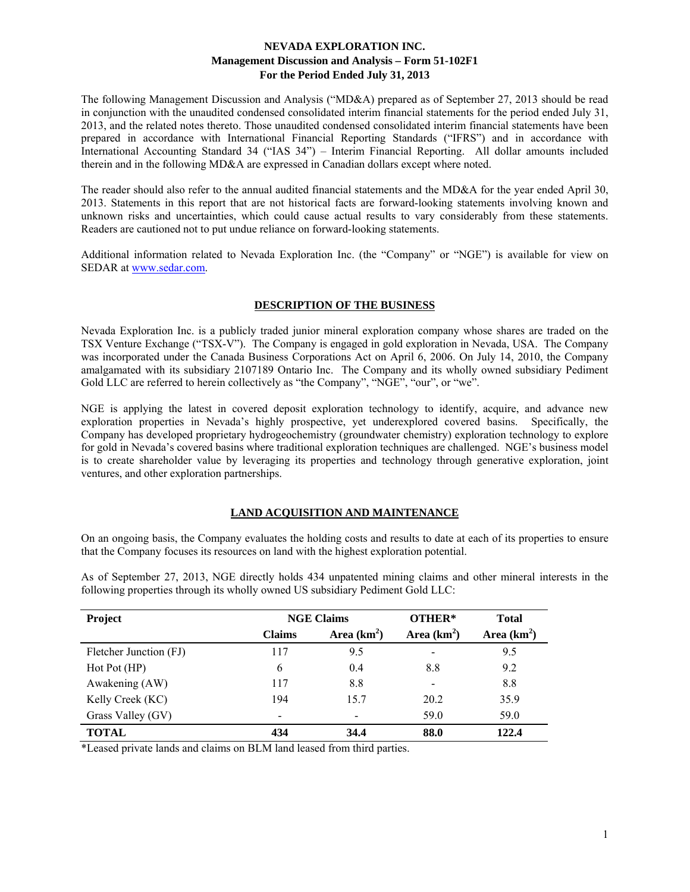# NEVADA EXPLORATION INC.
## Management Discussion and Analysis – Form 51-102F1
## For the Period Ended July 31, 2013

The following Management Discussion and Analysis ("MD&A) prepared as of September 27, 2013 should be read in conjunction with the unaudited condensed consolidated interim financial statements for the period ended July 31, 2013, and the related notes thereto. Those unaudited condensed consolidated interim financial statements have been prepared in accordance with International Financial Reporting Standards ("IFRS") and in accordance with International Accounting Standard 34 ("IAS 34") – Interim Financial Reporting. All dollar amounts included therein and in the following MD&A are expressed in Canadian dollars except where noted.

The reader should also refer to the annual audited financial statements and the MD&A for the year ended April 30, 2013. Statements in this report that are not historical facts are forward-looking statements involving known and unknown risks and uncertainties, which could cause actual results to vary considerably from these statements. Readers are cautioned not to put undue reliance on forward-looking statements.

Additional information related to Nevada Exploration Inc. (the "Company" or "NGE") is available for view on SEDAR at www.sedar.com.

## DESCRIPTION OF THE BUSINESS

Nevada Exploration Inc. is a publicly traded junior mineral exploration company whose shares are traded on the TSX Venture Exchange ("TSX-V"). The Company is engaged in gold exploration in Nevada, USA. The Company was incorporated under the Canada Business Corporations Act on April 6, 2006. On July 14, 2010, the Company amalgamated with its subsidiary 2107189 Ontario Inc. The Company and its wholly owned subsidiary Pediment Gold LLC are referred to herein collectively as "the Company", "NGE", "our", or "we".

NGE is applying the latest in covered deposit exploration technology to identify, acquire, and advance new exploration properties in Nevada's highly prospective, yet underexplored covered basins. Specifically, the Company has developed proprietary hydrogeochemistry (groundwater chemistry) exploration technology to explore for gold in Nevada's covered basins where traditional exploration techniques are challenged. NGE's business model is to create shareholder value by leveraging its properties and technology through generative exploration, joint ventures, and other exploration partnerships.

## LAND ACQUISITION AND MAINTENANCE

On an ongoing basis, the Company evaluates the holding costs and results to date at each of its properties to ensure that the Company focuses its resources on land with the highest exploration potential.

As of September 27, 2013, NGE directly holds 434 unpatented mining claims and other mineral interests in the following properties through its wholly owned US subsidiary Pediment Gold LLC:

| Project | NGE Claims | | OTHER* | Total |
|---|---|---|---|---|
| | Claims | Area (km$^2$) | Area (km$^2$) | Area (km$^2$) |
| Fletcher Junction (FJ) | 117 | 9.5 | - | 9.5 |
| Hot Pot (HP) | 6 | 0.4 | 8.8 | 9.2 |
| Awakening (AW) | 117 | 8.8 | - | 8.8 |
| Kelly Creek (KC) | 194 | 15.7 | 20.2 | 35.9 |
| Grass Valley (GV) | - | - | 59.0 | 59.0 |
| **TOTAL** | **434** | **34.4** | **88.0** | **122.4** |

*Leased private lands and claims on BLM land leased from third parties.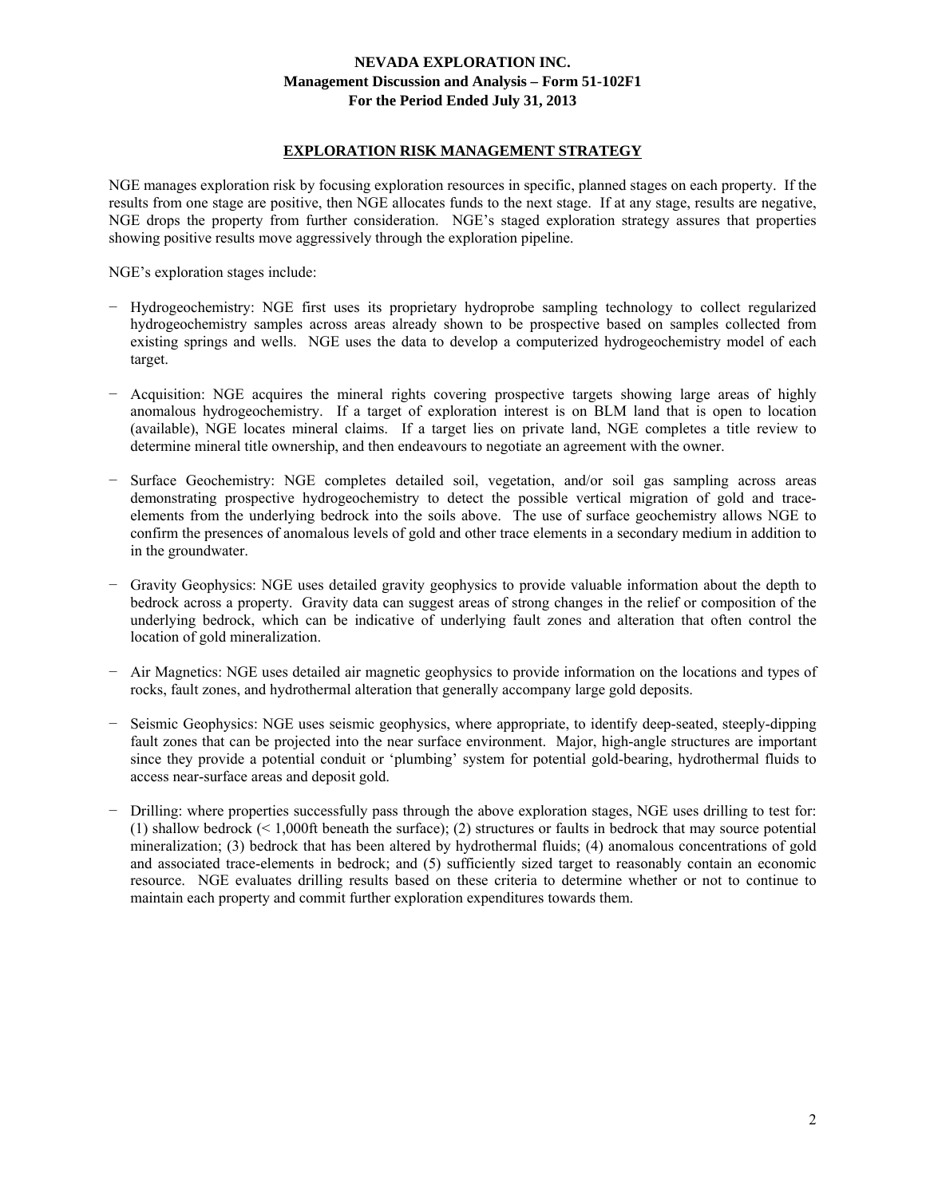## EXPLORATION RISK MANAGEMENT STRATEGY

NGE manages exploration risk by focusing exploration resources in specific, planned stages on each property. If the results from one stage are positive, then NGE allocates funds to the next stage. If at any stage, results are negative, NGE drops the property from further consideration. NGE's staged exploration strategy assures that properties showing positive results move aggressively through the exploration pipeline.

NGE's exploration stages include:

- Hydrogeochemistry: NGE first uses its proprietary hydroprobe sampling technology to collect regularized hydrogeochemistry samples across areas already shown to be prospective based on samples collected from existing springs and wells. NGE uses the data to develop a computerized hydrogeochemistry model of each target.

- Acquisition: NGE acquires the mineral rights covering prospective targets showing large areas of highly anomalous hydrogeochemistry. If a target of exploration interest is on BLM land that is open to location (available), NGE locates mineral claims. If a target lies on private land, NGE completes a title review to determine mineral title ownership, and then endeavours to negotiate an agreement with the owner.

- Surface Geochemistry: NGE completes detailed soil, vegetation, and/or soil gas sampling across areas demonstrating prospective hydrogeochemistry to detect the possible vertical migration of gold and trace-elements from the underlying bedrock into the soils above. The use of surface geochemistry allows NGE to confirm the presences of anomalous levels of gold and other trace elements in a secondary medium in addition to in the groundwater.

- Gravity Geophysics: NGE uses detailed gravity geophysics to provide valuable information about the depth to bedrock across a property. Gravity data can suggest areas of strong changes in the relief or composition of the underlying bedrock, which can be indicative of underlying fault zones and alteration that often control the location of gold mineralization.

- Air Magnetics: NGE uses detailed air magnetic geophysics to provide information on the locations and types of rocks, fault zones, and hydrothermal alteration that generally accompany large gold deposits.

- Seismic Geophysics: NGE uses seismic geophysics, where appropriate, to identify deep-seated, steeply-dipping fault zones that can be projected into the near surface environment. Major, high-angle structures are important since they provide a potential conduit or 'plumbing' system for potential gold-bearing, hydrothermal fluids to access near-surface areas and deposit gold.

- Drilling: where properties successfully pass through the above exploration stages, NGE uses drilling to test for: (1) shallow bedrock (< 1,000ft beneath the surface); (2) structures or faults in bedrock that may source potential mineralization; (3) bedrock that has been altered by hydrothermal fluids; (4) anomalous concentrations of gold and associated trace-elements in bedrock; and (5) sufficiently sized target to reasonably contain an economic resource. NGE evaluates drilling results based on these criteria to determine whether or not to continue to maintain each property and commit further exploration expenditures towards them.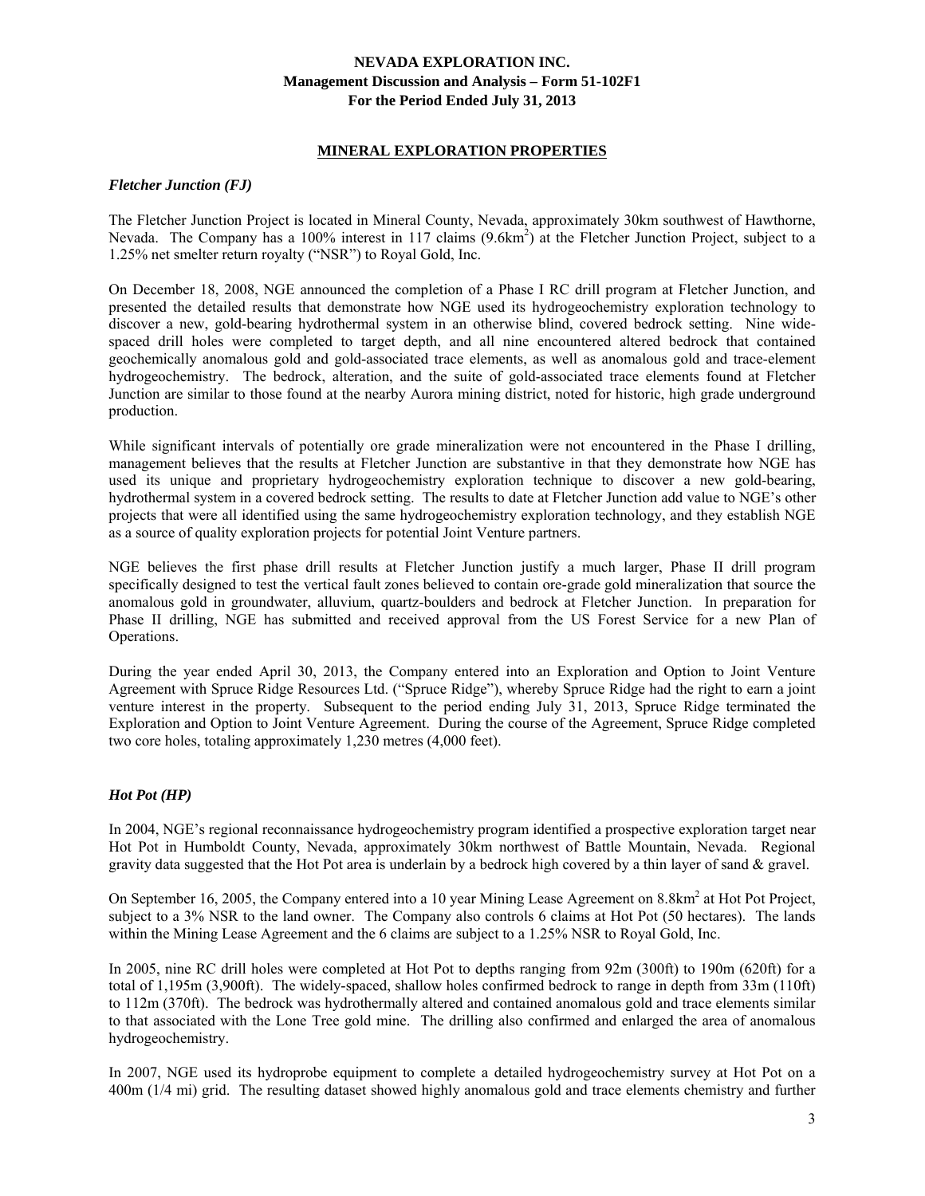## MINERAL EXPLORATION PROPERTIES

### *Fletcher Junction (FJ)*

The Fletcher Junction Project is located in Mineral County, Nevada, approximately 30km southwest of Hawthorne, Nevada. The Company has a 100% interest in 117 claims ($9.6km^2$) at the Fletcher Junction Project, subject to a 1.25% net smelter return royalty ("NSR") to Royal Gold, Inc.

On December 18, 2008, NGE announced the completion of a Phase I RC drill program at Fletcher Junction, and presented the detailed results that demonstrate how NGE used its hydrogeochemistry exploration technology to discover a new, gold-bearing hydrothermal system in an otherwise blind, covered bedrock setting. Nine wide-spaced drill holes were completed to target depth, and all nine encountered altered bedrock that contained geochemically anomalous gold and gold-associated trace elements, as well as anomalous gold and trace-element hydrogeochemistry. The bedrock, alteration, and the suite of gold-associated trace elements found at Fletcher Junction are similar to those found at the nearby Aurora mining district, noted for historic, high grade underground production.

While significant intervals of potentially ore grade mineralization were not encountered in the Phase I drilling, management believes that the results at Fletcher Junction are substantive in that they demonstrate how NGE has used its unique and proprietary hydrogeochemistry exploration technique to discover a new gold-bearing, hydrothermal system in a covered bedrock setting. The results to date at Fletcher Junction add value to NGE's other projects that were all identified using the same hydrogeochemistry exploration technology, and they establish NGE as a source of quality exploration projects for potential Joint Venture partners.

NGE believes the first phase drill results at Fletcher Junction justify a much larger, Phase II drill program specifically designed to test the vertical fault zones believed to contain ore-grade gold mineralization that source the anomalous gold in groundwater, alluvium, quartz-boulders and bedrock at Fletcher Junction. In preparation for Phase II drilling, NGE has submitted and received approval from the US Forest Service for a new Plan of Operations.

During the year ended April 30, 2013, the Company entered into an Exploration and Option to Joint Venture Agreement with Spruce Ridge Resources Ltd. ("Spruce Ridge"), whereby Spruce Ridge had the right to earn a joint venture interest in the property. Subsequent to the period ending July 31, 2013, Spruce Ridge terminated the Exploration and Option to Joint Venture Agreement. During the course of the Agreement, Spruce Ridge completed two core holes, totaling approximately 1,230 metres (4,000 feet).

### *Hot Pot (HP)*

In 2004, NGE's regional reconnaissance hydrogeochemistry program identified a prospective exploration target near Hot Pot in Humboldt County, Nevada, approximately 30km northwest of Battle Mountain, Nevada. Regional gravity data suggested that the Hot Pot area is underlain by a bedrock high covered by a thin layer of sand & gravel.

On September 16, 2005, the Company entered into a 10 year Mining Lease Agreement on $8.8km^2$ at Hot Pot Project, subject to a 3% NSR to the land owner. The Company also controls 6 claims at Hot Pot (50 hectares). The lands within the Mining Lease Agreement and the 6 claims are subject to a 1.25% NSR to Royal Gold, Inc.

In 2005, nine RC drill holes were completed at Hot Pot to depths ranging from 92m (300ft) to 190m (620ft) for a total of 1,195m (3,900ft). The widely-spaced, shallow holes confirmed bedrock to range in depth from 33m (110ft) to 112m (370ft). The bedrock was hydrothermally altered and contained anomalous gold and trace elements similar to that associated with the Lone Tree gold mine. The drilling also confirmed and enlarged the area of anomalous hydrogeochemistry.

In 2007, NGE used its hydroprobe equipment to complete a detailed hydrogeochemistry survey at Hot Pot on a 400m (1/4 mi) grid. The resulting dataset showed highly anomalous gold and trace elements chemistry and further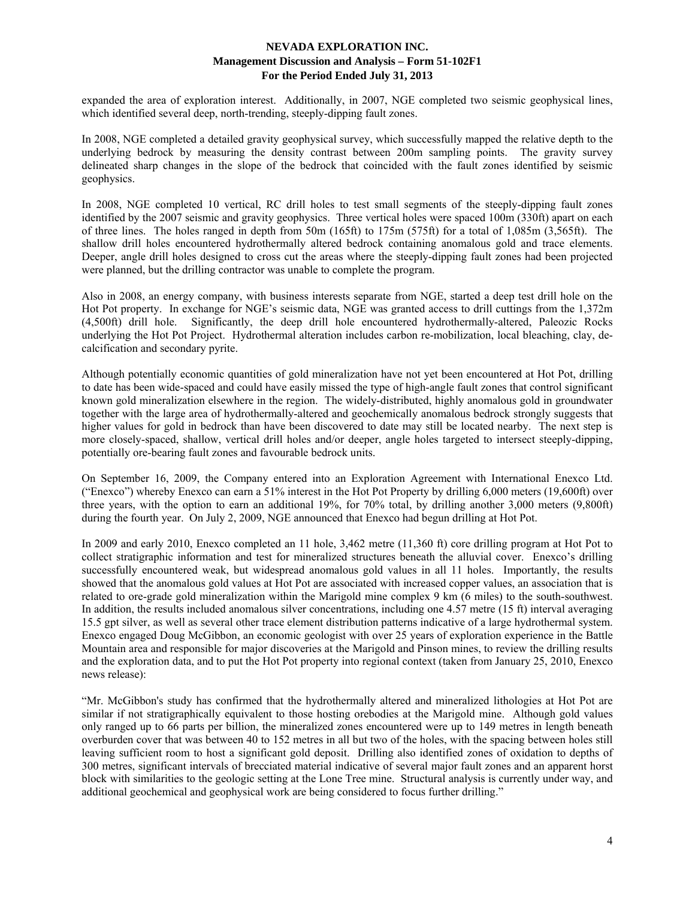expanded the area of exploration interest. Additionally, in 2007, NGE completed two seismic geophysical lines, which identified several deep, north-trending, steeply-dipping fault zones.

In 2008, NGE completed a detailed gravity geophysical survey, which successfully mapped the relative depth to the underlying bedrock by measuring the density contrast between 200m sampling points. The gravity survey delineated sharp changes in the slope of the bedrock that coincided with the fault zones identified by seismic geophysics.

In 2008, NGE completed 10 vertical, RC drill holes to test small segments of the steeply-dipping fault zones identified by the 2007 seismic and gravity geophysics. Three vertical holes were spaced 100m (330ft) apart on each of three lines. The holes ranged in depth from 50m (165ft) to 175m (575ft) for a total of 1,085m (3,565ft). The shallow drill holes encountered hydrothermally altered bedrock containing anomalous gold and trace elements. Deeper, angle drill holes designed to cross cut the areas where the steeply-dipping fault zones had been projected were planned, but the drilling contractor was unable to complete the program.

Also in 2008, an energy company, with business interests separate from NGE, started a deep test drill hole on the Hot Pot property. In exchange for NGE's seismic data, NGE was granted access to drill cuttings from the 1,372m (4,500ft) drill hole. Significantly, the deep drill hole encountered hydrothermally-altered, Paleozic Rocks underlying the Hot Pot Project. Hydrothermal alteration includes carbon re-mobilization, local bleaching, clay, de-calcification and secondary pyrite.

Although potentially economic quantities of gold mineralization have not yet been encountered at Hot Pot, drilling to date has been wide-spaced and could have easily missed the type of high-angle fault zones that control significant known gold mineralization elsewhere in the region. The widely-distributed, highly anomalous gold in groundwater together with the large area of hydrothermally-altered and geochemically anomalous bedrock strongly suggests that higher values for gold in bedrock than have been discovered to date may still be located nearby. The next step is more closely-spaced, shallow, vertical drill holes and/or deeper, angle holes targeted to intersect steeply-dipping, potentially ore-bearing fault zones and favourable bedrock units.

On September 16, 2009, the Company entered into an Exploration Agreement with International Enexco Ltd. ("Enexco") whereby Enexco can earn a 51% interest in the Hot Pot Property by drilling 6,000 meters (19,600ft) over three years, with the option to earn an additional 19%, for 70% total, by drilling another 3,000 meters (9,800ft) during the fourth year. On July 2, 2009, NGE announced that Enexco had begun drilling at Hot Pot.

In 2009 and early 2010, Enexco completed an 11 hole, 3,462 metre (11,360 ft) core drilling program at Hot Pot to collect stratigraphic information and test for mineralized structures beneath the alluvial cover. Enexco's drilling successfully encountered weak, but widespread anomalous gold values in all 11 holes. Importantly, the results showed that the anomalous gold values at Hot Pot are associated with increased copper values, an association that is related to ore-grade gold mineralization within the Marigold mine complex 9 km (6 miles) to the south-southwest. In addition, the results included anomalous silver concentrations, including one 4.57 metre (15 ft) interval averaging 15.5 gpt silver, as well as several other trace element distribution patterns indicative of a large hydrothermal system. Enexco engaged Doug McGibbon, an economic geologist with over 25 years of exploration experience in the Battle Mountain area and responsible for major discoveries at the Marigold and Pinson mines, to review the drilling results and the exploration data, and to put the Hot Pot property into regional context (taken from January 25, 2010, Enexco news release):

"Mr. McGibbon's study has confirmed that the hydrothermally altered and mineralized lithologies at Hot Pot are similar if not stratigraphically equivalent to those hosting orebodies at the Marigold mine. Although gold values only ranged up to 66 parts per billion, the mineralized zones encountered were up to 149 metres in length beneath overburden cover that was between 40 to 152 metres in all but two of the holes, with the spacing between holes still leaving sufficient room to host a significant gold deposit. Drilling also identified zones of oxidation to depths of 300 metres, significant intervals of brecciated material indicative of several major fault zones and an apparent horst block with similarities to the geologic setting at the Lone Tree mine. Structural analysis is currently under way, and additional geochemical and geophysical work are being considered to focus further drilling."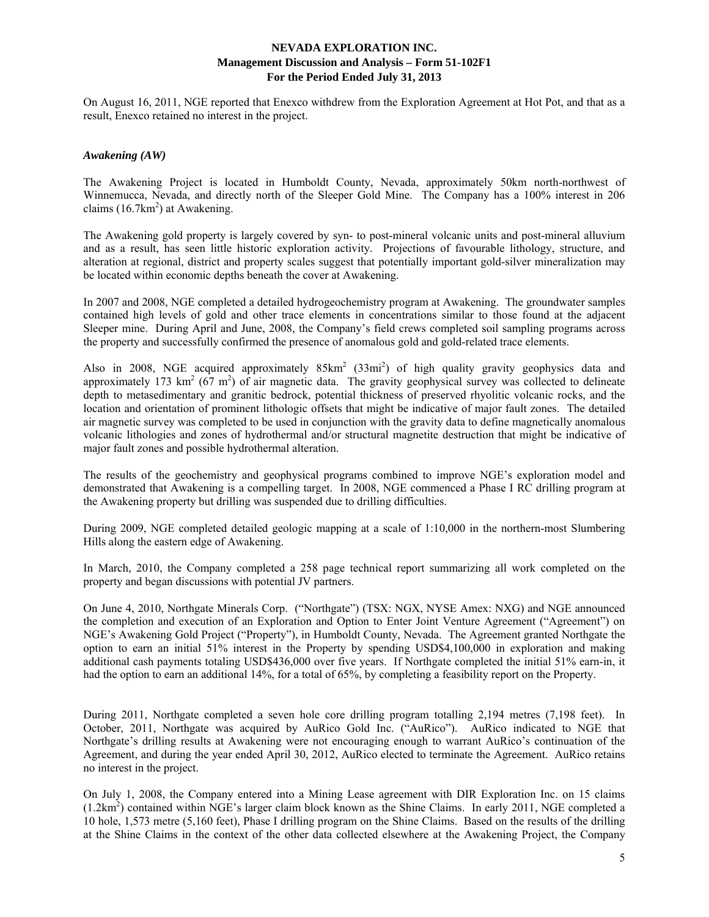On August 16, 2011, NGE reported that Enexco withdrew from the Exploration Agreement at Hot Pot, and that as a result, Enexco retained no interest in the project.

### *Awakening (AW)*

The Awakening Project is located in Humboldt County, Nevada, approximately 50km north-northwest of Winnemucca, Nevada, and directly north of the Sleeper Gold Mine. The Company has a 100% interest in 206 claims ($16.7km^2$) at Awakening.

The Awakening gold property is largely covered by syn- to post-mineral volcanic units and post-mineral alluvium and as a result, has seen little historic exploration activity. Projections of favourable lithology, structure, and alteration at regional, district and property scales suggest that potentially important gold-silver mineralization may be located within economic depths beneath the cover at Awakening.

In 2007 and 2008, NGE completed a detailed hydrogeochemistry program at Awakening. The groundwater samples contained high levels of gold and other trace elements in concentrations similar to those found at the adjacent Sleeper mine. During April and June, 2008, the Company's field crews completed soil sampling programs across the property and successfully confirmed the presence of anomalous gold and gold-related trace elements.

Also in 2008, NGE acquired approximately $85km^2$ ($33mi^2$) of high quality gravity geophysics data and approximately 173 $km^2$ (67 $m^2$) of air magnetic data. The gravity geophysical survey was collected to delineate depth to metasedimentary and granitic bedrock, potential thickness of preserved rhyolitic volcanic rocks, and the location and orientation of prominent lithologic offsets that might be indicative of major fault zones. The detailed air magnetic survey was completed to be used in conjunction with the gravity data to define magnetically anomalous volcanic lithologies and zones of hydrothermal and/or structural magnetite destruction that might be indicative of major fault zones and possible hydrothermal alteration.

The results of the geochemistry and geophysical programs combined to improve NGE's exploration model and demonstrated that Awakening is a compelling target. In 2008, NGE commenced a Phase I RC drilling program at the Awakening property but drilling was suspended due to drilling difficulties.

During 2009, NGE completed detailed geologic mapping at a scale of 1:10,000 in the northern-most Slumbering Hills along the eastern edge of Awakening.

In March, 2010, the Company completed a 258 page technical report summarizing all work completed on the property and began discussions with potential JV partners.

On June 4, 2010, Northgate Minerals Corp. ("Northgate") (TSX: NGX, NYSE Amex: NXG) and NGE announced the completion and execution of an Exploration and Option to Enter Joint Venture Agreement ("Agreement") on NGE's Awakening Gold Project ("Property"), in Humboldt County, Nevada. The Agreement granted Northgate the option to earn an initial 51% interest in the Property by spending USD$4,100,000 in exploration and making additional cash payments totaling USD$436,000 over five years. If Northgate completed the initial 51% earn-in, it had the option to earn an additional 14%, for a total of 65%, by completing a feasibility report on the Property.

During 2011, Northgate completed a seven hole core drilling program totalling 2,194 metres (7,198 feet). In October, 2011, Northgate was acquired by AuRico Gold Inc. ("AuRico"). AuRico indicated to NGE that Northgate's drilling results at Awakening were not encouraging enough to warrant AuRico's continuation of the Agreement, and during the year ended April 30, 2012, AuRico elected to terminate the Agreement. AuRico retains no interest in the project.

On July 1, 2008, the Company entered into a Mining Lease agreement with DIR Exploration Inc. on 15 claims ($1.2km^2$) contained within NGE's larger claim block known as the Shine Claims. In early 2011, NGE completed a 10 hole, 1,573 metre (5,160 feet), Phase I drilling program on the Shine Claims. Based on the results of the drilling at the Shine Claims in the context of the other data collected elsewhere at the Awakening Project, the Company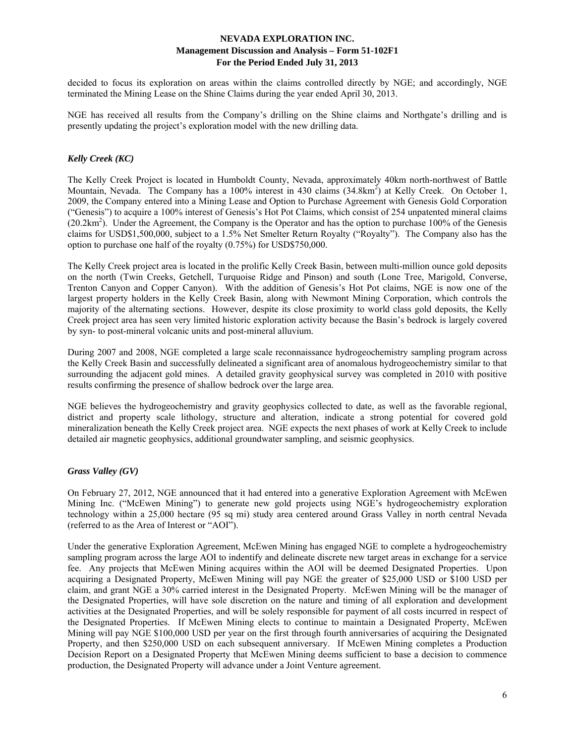decided to focus its exploration on areas within the claims controlled directly by NGE; and accordingly, NGE terminated the Mining Lease on the Shine Claims during the year ended April 30, 2013.

NGE has received all results from the Company's drilling on the Shine claims and Northgate's drilling and is presently updating the project's exploration model with the new drilling data.

### *Kelly Creek (KC)*

The Kelly Creek Project is located in Humboldt County, Nevada, approximately 40km north-northwest of Battle Mountain, Nevada. The Company has a 100% interest in 430 claims (34.8km$^2$) at Kelly Creek. On October 1, 2009, the Company entered into a Mining Lease and Option to Purchase Agreement with Genesis Gold Corporation ("Genesis") to acquire a 100% interest of Genesis's Hot Pot Claims, which consist of 254 unpatented mineral claims (20.2km$^2$). Under the Agreement, the Company is the Operator and has the option to purchase 100% of the Genesis claims for USD$1,500,000, subject to a 1.5% Net Smelter Return Royalty ("Royalty"). The Company also has the option to purchase one half of the royalty (0.75%) for USD$750,000.

The Kelly Creek project area is located in the prolific Kelly Creek Basin, between multi-million ounce gold deposits on the north (Twin Creeks, Getchell, Turquoise Ridge and Pinson) and south (Lone Tree, Marigold, Converse, Trenton Canyon and Copper Canyon). With the addition of Genesis's Hot Pot claims, NGE is now one of the largest property holders in the Kelly Creek Basin, along with Newmont Mining Corporation, which controls the majority of the alternating sections. However, despite its close proximity to world class gold deposits, the Kelly Creek project area has seen very limited historic exploration activity because the Basin's bedrock is largely covered by syn- to post-mineral volcanic units and post-mineral alluvium.

During 2007 and 2008, NGE completed a large scale reconnaissance hydrogeochemistry sampling program across the Kelly Creek Basin and successfully delineated a significant area of anomalous hydrogeochemistry similar to that surrounding the adjacent gold mines. A detailed gravity geophysical survey was completed in 2010 with positive results confirming the presence of shallow bedrock over the large area.

NGE believes the hydrogeochemistry and gravity geophysics collected to date, as well as the favorable regional, district and property scale lithology, structure and alteration, indicate a strong potential for covered gold mineralization beneath the Kelly Creek project area. NGE expects the next phases of work at Kelly Creek to include detailed air magnetic geophysics, additional groundwater sampling, and seismic geophysics.

### *Grass Valley (GV)*

On February 27, 2012, NGE announced that it had entered into a generative Exploration Agreement with McEwen Mining Inc. ("McEwen Mining") to generate new gold projects using NGE's hydrogeochemistry exploration technology within a 25,000 hectare (95 sq mi) study area centered around Grass Valley in north central Nevada (referred to as the Area of Interest or "AOI").

Under the generative Exploration Agreement, McEwen Mining has engaged NGE to complete a hydrogeochemistry sampling program across the large AOI to indentify and delineate discrete new target areas in exchange for a service fee. Any projects that McEwen Mining acquires within the AOI will be deemed Designated Properties. Upon acquiring a Designated Property, McEwen Mining will pay NGE the greater of $25,000 USD or $100 USD per claim, and grant NGE a 30% carried interest in the Designated Property. McEwen Mining will be the manager of the Designated Properties, will have sole discretion on the nature and timing of all exploration and development activities at the Designated Properties, and will be solely responsible for payment of all costs incurred in respect of the Designated Properties. If McEwen Mining elects to continue to maintain a Designated Property, McEwen Mining will pay NGE $100,000 USD per year on the first through fourth anniversaries of acquiring the Designated Property, and then $250,000 USD on each subsequent anniversary. If McEwen Mining completes a Production Decision Report on a Designated Property that McEwen Mining deems sufficient to base a decision to commence production, the Designated Property will advance under a Joint Venture agreement.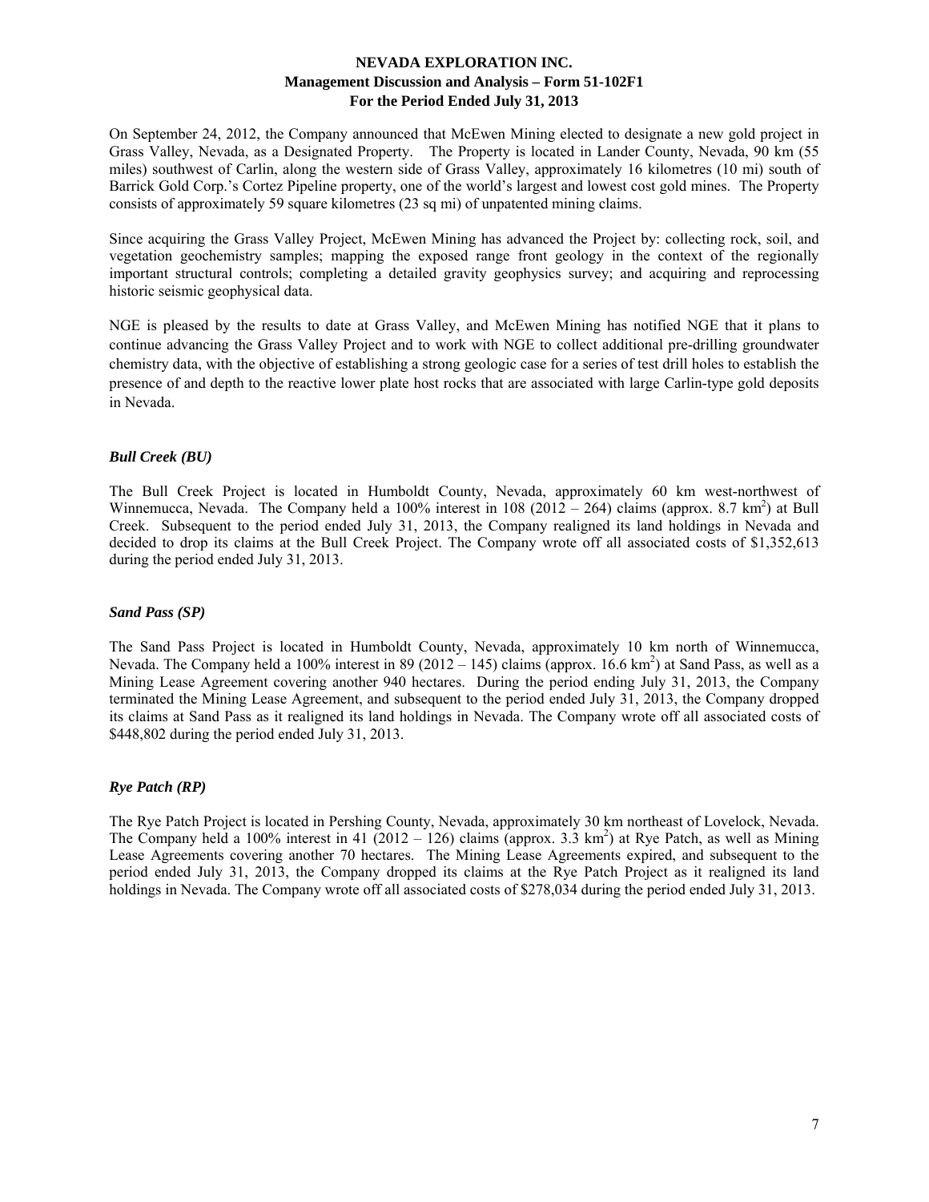On September 24, 2012, the Company announced that McEwen Mining elected to designate a new gold project in Grass Valley, Nevada, as a Designated Property. The Property is located in Lander County, Nevada, 90 km (55 miles) southwest of Carlin, along the western side of Grass Valley, approximately 16 kilometres (10 mi) south of Barrick Gold Corp.'s Cortez Pipeline property, one of the world's largest and lowest cost gold mines. The Property consists of approximately 59 square kilometres (23 sq mi) of unpatented mining claims.

Since acquiring the Grass Valley Project, McEwen Mining has advanced the Project by: collecting rock, soil, and vegetation geochemistry samples; mapping the exposed range front geology in the context of the regionally important structural controls; completing a detailed gravity geophysics survey; and acquiring and reprocessing historic seismic geophysical data.

NGE is pleased by the results to date at Grass Valley, and McEwen Mining has notified NGE that it plans to continue advancing the Grass Valley Project and to work with NGE to collect additional pre-drilling groundwater chemistry data, with the objective of establishing a strong geologic case for a series of test drill holes to establish the presence of and depth to the reactive lower plate host rocks that are associated with large Carlin-type gold deposits in Nevada.

### *Bull Creek (BU)*

The Bull Creek Project is located in Humboldt County, Nevada, approximately 60 km west-northwest of Winnemucca, Nevada. The Company held a 100% interest in 108 (2012 – 264) claims (approx. 8.7 km$^2$) at Bull Creek. Subsequent to the period ended July 31, 2013, the Company realigned its land holdings in Nevada and decided to drop its claims at the Bull Creek Project. The Company wrote off all associated costs of $1,352,613 during the period ended July 31, 2013.

### *Sand Pass (SP)*

The Sand Pass Project is located in Humboldt County, Nevada, approximately 10 km north of Winnemucca, Nevada. The Company held a 100% interest in 89 (2012 – 145) claims (approx. 16.6 km$^2$) at Sand Pass, as well as a Mining Lease Agreement covering another 940 hectares. During the period ending July 31, 2013, the Company terminated the Mining Lease Agreement, and subsequent to the period ended July 31, 2013, the Company dropped its claims at Sand Pass as it realigned its land holdings in Nevada. The Company wrote off all associated costs of $448,802 during the period ended July 31, 2013.

### *Rye Patch (RP)*

The Rye Patch Project is located in Pershing County, Nevada, approximately 30 km northeast of Lovelock, Nevada. The Company held a 100% interest in 41 (2012 – 126) claims (approx. 3.3 km$^2$) at Rye Patch, as well as Mining Lease Agreements covering another 70 hectares. The Mining Lease Agreements expired, and subsequent to the period ended July 31, 2013, the Company dropped its claims at the Rye Patch Project as it realigned its land holdings in Nevada. The Company wrote off all associated costs of $278,034 during the period ended July 31, 2013.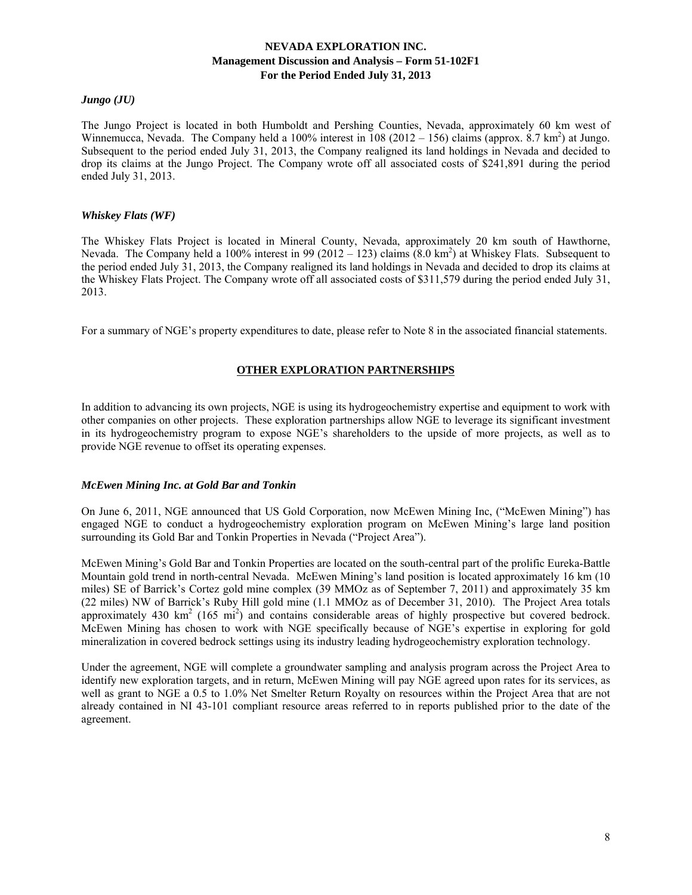### *Jungo (JU)*

The Jungo Project is located in both Humboldt and Pershing Counties, Nevada, approximately 60 km west of Winnemucca, Nevada. The Company held a 100% interest in 108 (2012 – 156) claims (approx. 8.7 km$^2$) at Jungo. Subsequent to the period ended July 31, 2013, the Company realigned its land holdings in Nevada and decided to drop its claims at the Jungo Project. The Company wrote off all associated costs of $241,891 during the period ended July 31, 2013.

### *Whiskey Flats (WF)*

The Whiskey Flats Project is located in Mineral County, Nevada, approximately 20 km south of Hawthorne, Nevada. The Company held a 100% interest in 99 (2012 – 123) claims (8.0 km$^2$) at Whiskey Flats. Subsequent to the period ended July 31, 2013, the Company realigned its land holdings in Nevada and decided to drop its claims at the Whiskey Flats Project. The Company wrote off all associated costs of $311,579 during the period ended July 31, 2013.

For a summary of NGE's property expenditures to date, please refer to Note 8 in the associated financial statements.

## OTHER EXPLORATION PARTNERSHIPS

In addition to advancing its own projects, NGE is using its hydrogeochemistry expertise and equipment to work with other companies on other projects. These exploration partnerships allow NGE to leverage its significant investment in its hydrogeochemistry program to expose NGE's shareholders to the upside of more projects, as well as to provide NGE revenue to offset its operating expenses.

### *McEwen Mining Inc. at Gold Bar and Tonkin*

On June 6, 2011, NGE announced that US Gold Corporation, now McEwen Mining Inc, ("McEwen Mining") has engaged NGE to conduct a hydrogeochemistry exploration program on McEwen Mining's large land position surrounding its Gold Bar and Tonkin Properties in Nevada ("Project Area").

McEwen Mining's Gold Bar and Tonkin Properties are located on the south-central part of the prolific Eureka-Battle Mountain gold trend in north-central Nevada. McEwen Mining's land position is located approximately 16 km (10 miles) SE of Barrick's Cortez gold mine complex (39 MMOz as of September 7, 2011) and approximately 35 km (22 miles) NW of Barrick's Ruby Hill gold mine (1.1 MMOz as of December 31, 2010). The Project Area totals approximately 430 km$^2$ (165 mi$^2$) and contains considerable areas of highly prospective but covered bedrock. McEwen Mining has chosen to work with NGE specifically because of NGE's expertise in exploring for gold mineralization in covered bedrock settings using its industry leading hydrogeochemistry exploration technology.

Under the agreement, NGE will complete a groundwater sampling and analysis program across the Project Area to identify new exploration targets, and in return, McEwen Mining will pay NGE agreed upon rates for its services, as well as grant to NGE a 0.5 to 1.0% Net Smelter Return Royalty on resources within the Project Area that are not already contained in NI 43-101 compliant resource areas referred to in reports published prior to the date of the agreement.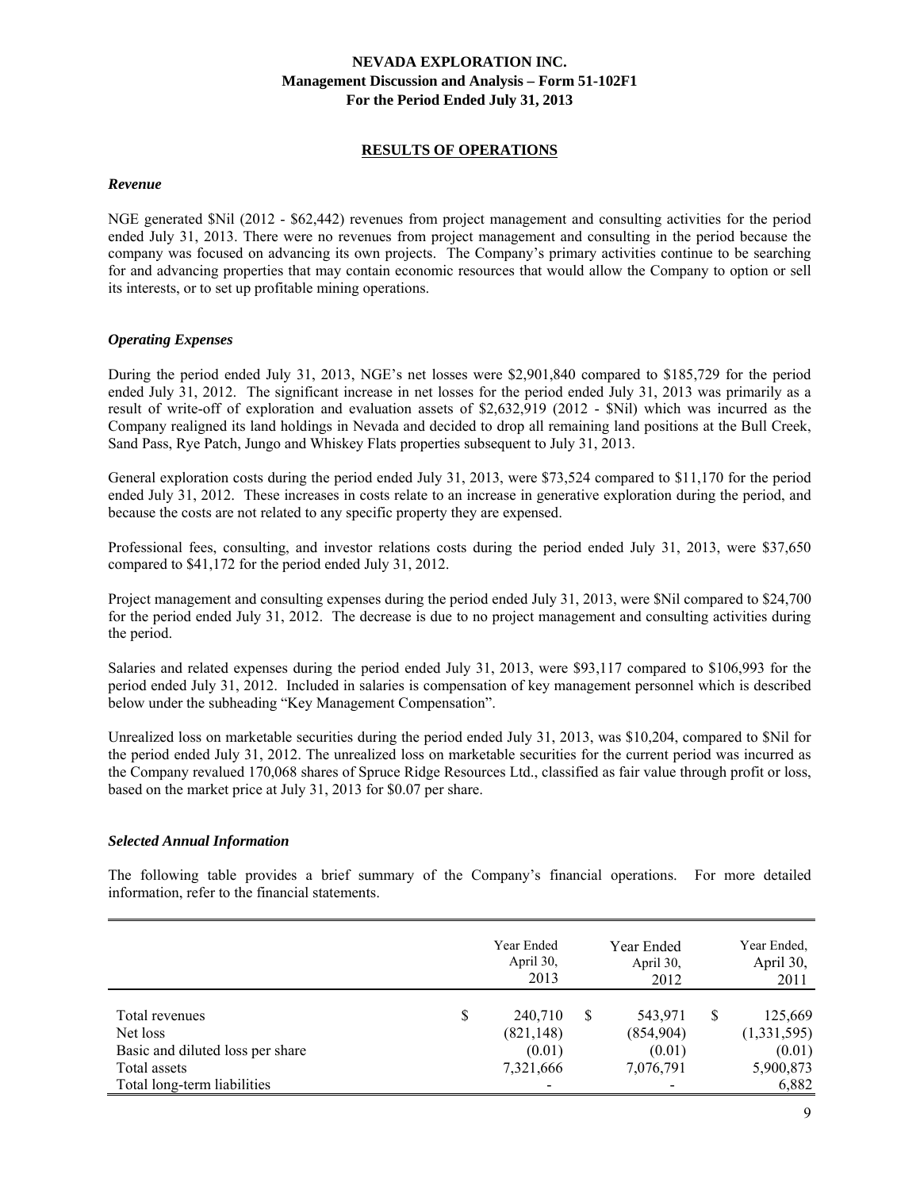## RESULTS OF OPERATIONS

### *Revenue*

NGE generated $Nil (2012 - $62,442) revenues from project management and consulting activities for the period ended July 31, 2013. There were no revenues from project management and consulting in the period because the company was focused on advancing its own projects. The Company's primary activities continue to be searching for and advancing properties that may contain economic resources that would allow the Company to option or sell its interests, or to set up profitable mining operations.

### *Operating Expenses*

During the period ended July 31, 2013, NGE's net losses were $2,901,840 compared to $185,729 for the period ended July 31, 2012. The significant increase in net losses for the period ended July 31, 2013 was primarily as a result of write-off of exploration and evaluation assets of $2,632,919 (2012 - $Nil) which was incurred as the Company realigned its land holdings in Nevada and decided to drop all remaining land positions at the Bull Creek, Sand Pass, Rye Patch, Jungo and Whiskey Flats properties subsequent to July 31, 2013.

General exploration costs during the period ended July 31, 2013, were $73,524 compared to $11,170 for the period ended July 31, 2012. These increases in costs relate to an increase in generative exploration during the period, and because the costs are not related to any specific property they are expensed.

Professional fees, consulting, and investor relations costs during the period ended July 31, 2013, were $37,650 compared to $41,172 for the period ended July 31, 2012.

Project management and consulting expenses during the period ended July 31, 2013, were $Nil compared to $24,700 for the period ended July 31, 2012. The decrease is due to no project management and consulting activities during the period.

Salaries and related expenses during the period ended July 31, 2013, were $93,117 compared to $106,993 for the period ended July 31, 2012. Included in salaries is compensation of key management personnel which is described below under the subheading "Key Management Compensation".

Unrealized loss on marketable securities during the period ended July 31, 2013, was $10,204, compared to $Nil for the period ended July 31, 2012. The unrealized loss on marketable securities for the current period was incurred as the Company revalued 170,068 shares of Spruce Ridge Resources Ltd., classified as fair value through profit or loss, based on the market price at July 31, 2013 for $0.07 per share.

### *Selected Annual Information*

The following table provides a brief summary of the Company's financial operations. For more detailed information, refer to the financial statements.

| | Year Ended April 30, 2013 | Year Ended April 30, 2012 | Year Ended, April 30, 2011 |
|---|---|---|---|
| Total revenues | $ 240,710 | $ 543,971 | $ 125,669 |
| Net loss | (821,148) | (854,904) | (1,331,595) |
| Basic and diluted loss per share | (0.01) | (0.01) | (0.01) |
| Total assets | 7,321,666 | 7,076,791 | 5,900,873 |
| Total long-term liabilities | - | - | 6,882 |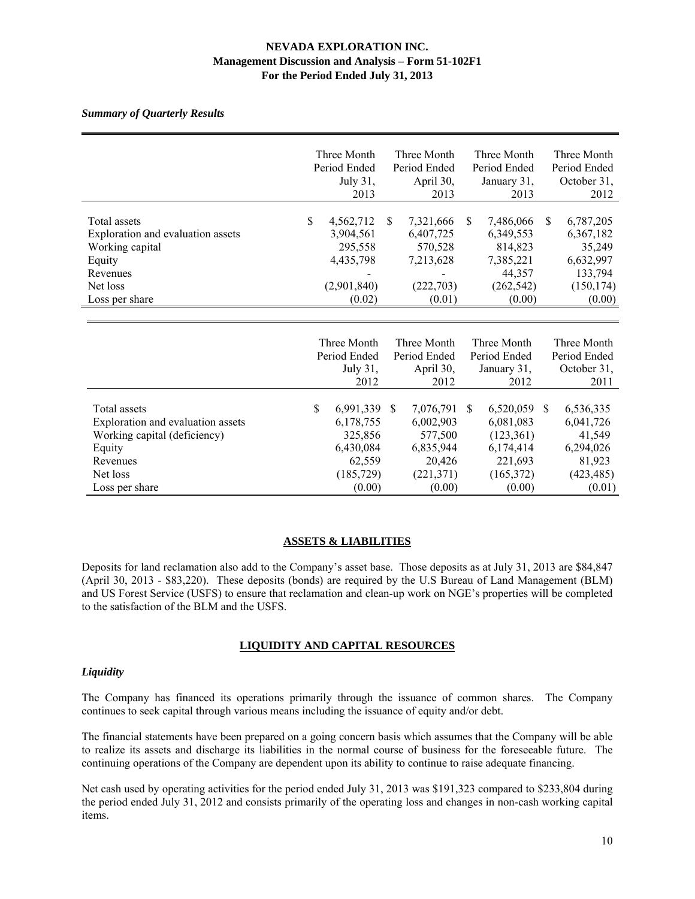*Summary of Quarterly Results*

| | Three Month Period Ended July 31, 2013 | Three Month Period Ended April 30, 2013 | Three Month Period Ended January 31, 2013 | Three Month Period Ended October 31, 2012 |
|---|---|---|---|---|
| Total assets | $ 4,562,712 | $ 7,321,666 | $ 7,486,066 | $ 6,787,205 |
| Exploration and evaluation assets | 3,904,561 | 6,407,725 | 6,349,553 | 6,367,182 |
| Working capital | 295,558 | 570,528 | 814,823 | 35,249 |
| Equity | 4,435,798 | 7,213,628 | 7,385,221 | 6,632,997 |
| Revenues | - | - | 44,357 | 133,794 |
| Net loss | (2,901,840) | (222,703) | (262,542) | (150,174) |
| Loss per share | (0.02) | (0.01) | (0.00) | (0.00) |

| | Three Month Period Ended July 31, 2012 | Three Month Period Ended April 30, 2012 | Three Month Period Ended January 31, 2012 | Three Month Period Ended October 31, 2011 |
|---|---|---|---|---|
| Total assets | $ 6,991,339 | $ 7,076,791 | $ 6,520,059 | $ 6,536,335 |
| Exploration and evaluation assets | 6,178,755 | 6,002,903 | 6,081,083 | 6,041,726 |
| Working capital (deficiency) | 325,856 | 577,500 | (123,361) | 41,549 |
| Equity | 6,430,084 | 6,835,944 | 6,174,414 | 6,294,026 |
| Revenues | 62,559 | 20,426 | 221,693 | 81,923 |
| Net loss | (185,729) | (221,371) | (165,372) | (423,485) |
| Loss per share | (0.00) | (0.00) | (0.00) | (0.01) |

## ASSETS & LIABILITIES

Deposits for land reclamation also add to the Company's asset base. Those deposits as at July 31, 2013 are $84,847 (April 30, 2013 - $83,220). These deposits (bonds) are required by the U.S Bureau of Land Management (BLM) and US Forest Service (USFS) to ensure that reclamation and clean-up work on NGE's properties will be completed to the satisfaction of the BLM and the USFS.

## LIQUIDITY AND CAPITAL RESOURCES

### *Liquidity*

The Company has financed its operations primarily through the issuance of common shares. The Company continues to seek capital through various means including the issuance of equity and/or debt.

The financial statements have been prepared on a going concern basis which assumes that the Company will be able to realize its assets and discharge its liabilities in the normal course of business for the foreseeable future. The continuing operations of the Company are dependent upon its ability to continue to raise adequate financing.

Net cash used by operating activities for the period ended July 31, 2013 was $191,323 compared to $233,804 during the period ended July 31, 2012 and consists primarily of the operating loss and changes in non-cash working capital items.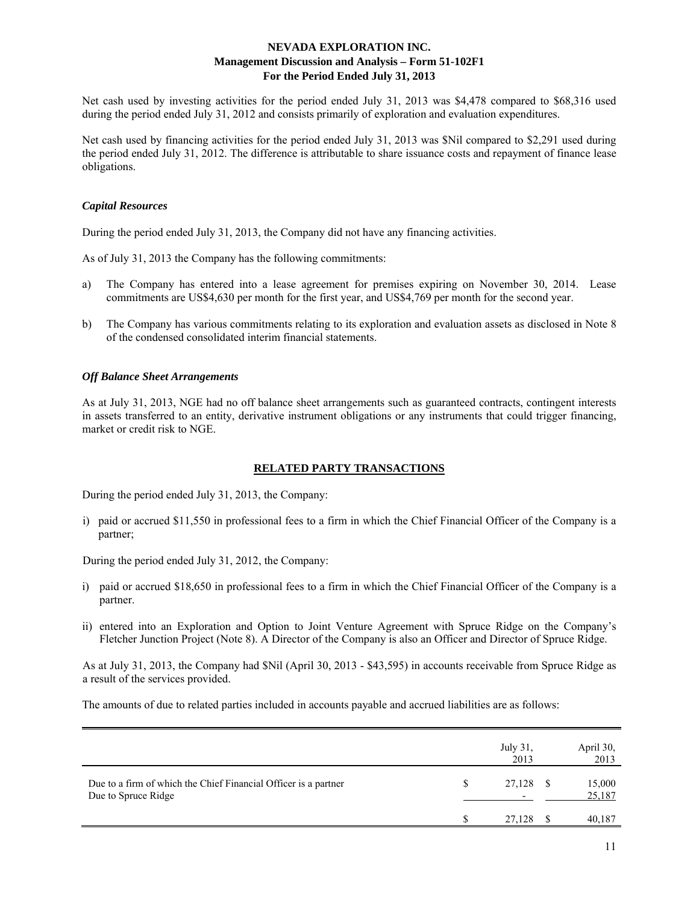Net cash used by investing activities for the period ended July 31, 2013 was $4,478 compared to $68,316 used during the period ended July 31, 2012 and consists primarily of exploration and evaluation expenditures.

Net cash used by financing activities for the period ended July 31, 2013 was $Nil compared to $2,291 used during the period ended July 31, 2012. The difference is attributable to share issuance costs and repayment of finance lease obligations.

### *Capital Resources*

During the period ended July 31, 2013, the Company did not have any financing activities.

As of July 31, 2013 the Company has the following commitments:

a) The Company has entered into a lease agreement for premises expiring on November 30, 2014. Lease commitments are US$4,630 per month for the first year, and US$4,769 per month for the second year.

b) The Company has various commitments relating to its exploration and evaluation assets as disclosed in Note 8 of the condensed consolidated interim financial statements.

### *Off Balance Sheet Arrangements*

As at July 31, 2013, NGE had no off balance sheet arrangements such as guaranteed contracts, contingent interests in assets transferred to an entity, derivative instrument obligations or any instruments that could trigger financing, market or credit risk to NGE.

## RELATED PARTY TRANSACTIONS

During the period ended July 31, 2013, the Company:

i) paid or accrued $11,550 in professional fees to a firm in which the Chief Financial Officer of the Company is a partner;

During the period ended July 31, 2012, the Company:

i) paid or accrued $18,650 in professional fees to a firm in which the Chief Financial Officer of the Company is a partner.

ii) entered into an Exploration and Option to Joint Venture Agreement with Spruce Ridge on the Company's Fletcher Junction Project (Note 8). A Director of the Company is also an Officer and Director of Spruce Ridge.

As at July 31, 2013, the Company had $Nil (April 30, 2013 - $43,595) in accounts receivable from Spruce Ridge as a result of the services provided.

The amounts of due to related parties included in accounts payable and accrued liabilities are as follows:

| | July 31, 2013 | April 30, 2013 |
|---|---|---|
| Due to a firm of which the Chief Financial Officer is a partner | $ 27,128 | $ 15,000 |
| Due to Spruce Ridge | - | 25,187 |
| | $ 27,128 | $ 40,187 |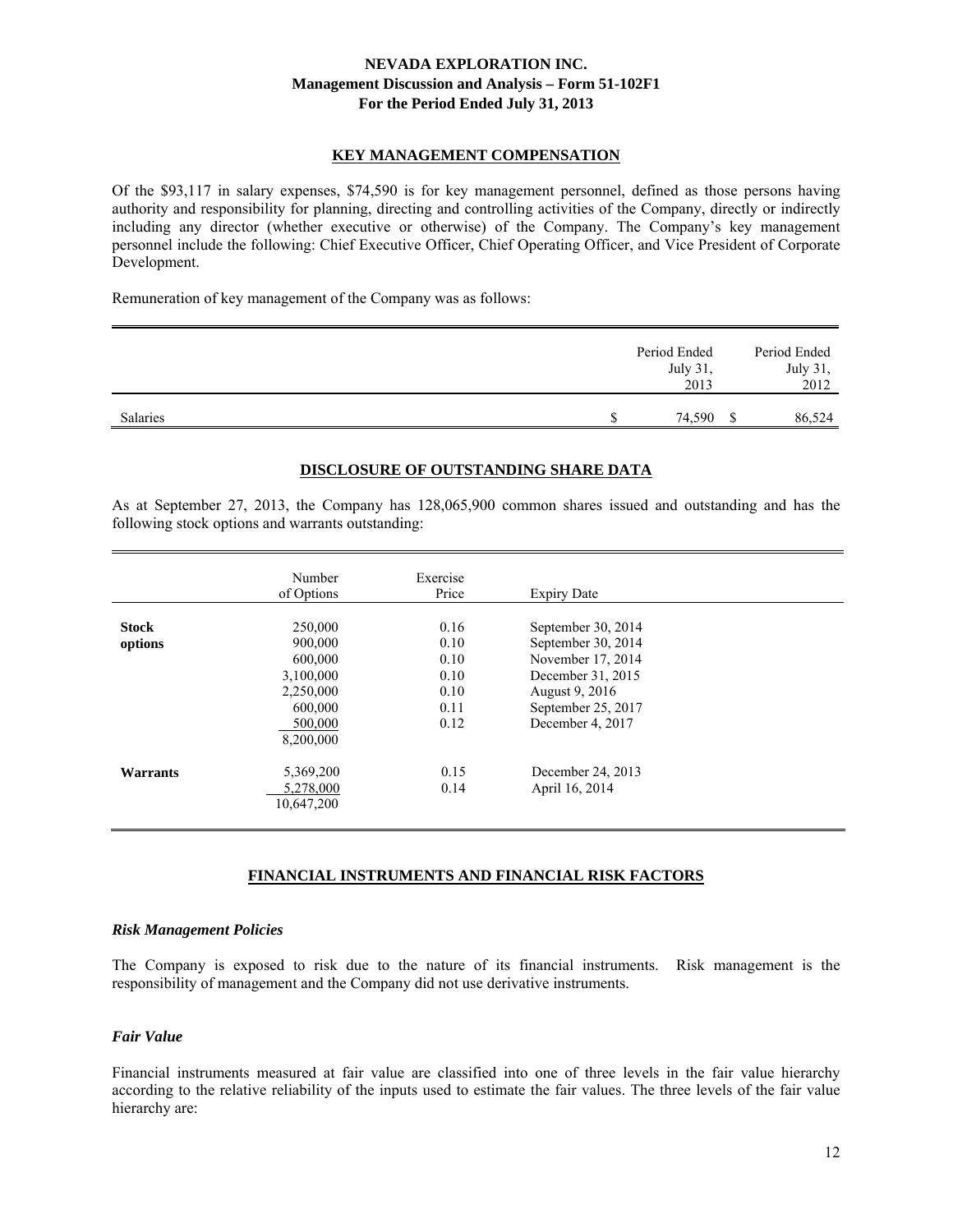## KEY MANAGEMENT COMPENSATION

Of the $93,117 in salary expenses, $74,590 is for key management personnel, defined as those persons having authority and responsibility for planning, directing and controlling activities of the Company, directly or indirectly including any director (whether executive or otherwise) of the Company. The Company's key management personnel include the following: Chief Executive Officer, Chief Operating Officer, and Vice President of Corporate Development.

Remuneration of key management of the Company was as follows:

| | Period Ended July 31, 2013 | Period Ended July 31, 2012 |
|---|---|---|
| Salaries | $ 74,590 | $ 86,524 |

## DISCLOSURE OF OUTSTANDING SHARE DATA

As at September 27, 2013, the Company has 128,065,900 common shares issued and outstanding and has the following stock options and warrants outstanding:

| | Number of Options | Exercise Price | Expiry Date |
|---|---|---|---|
| **Stock options** | 250,000 | 0.16 | September 30, 2014 |
| | 900,000 | 0.10 | September 30, 2014 |
| | 600,000 | 0.10 | November 17, 2014 |
| | 3,100,000 | 0.10 | December 31, 2015 |
| | 2,250,000 | 0.10 | August 9, 2016 |
| | 600,000 | 0.11 | September 25, 2017 |
| | 500,000 | 0.12 | December 4, 2017 |
| | 8,200,000 | | |
| **Warrants** | 5,369,200 | 0.15 | December 24, 2013 |
| | 5,278,000 | 0.14 | April 16, 2014 |
| | 10,647,200 | | |

## FINANCIAL INSTRUMENTS AND FINANCIAL RISK FACTORS

### *Risk Management Policies*

The Company is exposed to risk due to the nature of its financial instruments. Risk management is the responsibility of management and the Company did not use derivative instruments.

### *Fair Value*

Financial instruments measured at fair value are classified into one of three levels in the fair value hierarchy according to the relative reliability of the inputs used to estimate the fair values. The three levels of the fair value hierarchy are: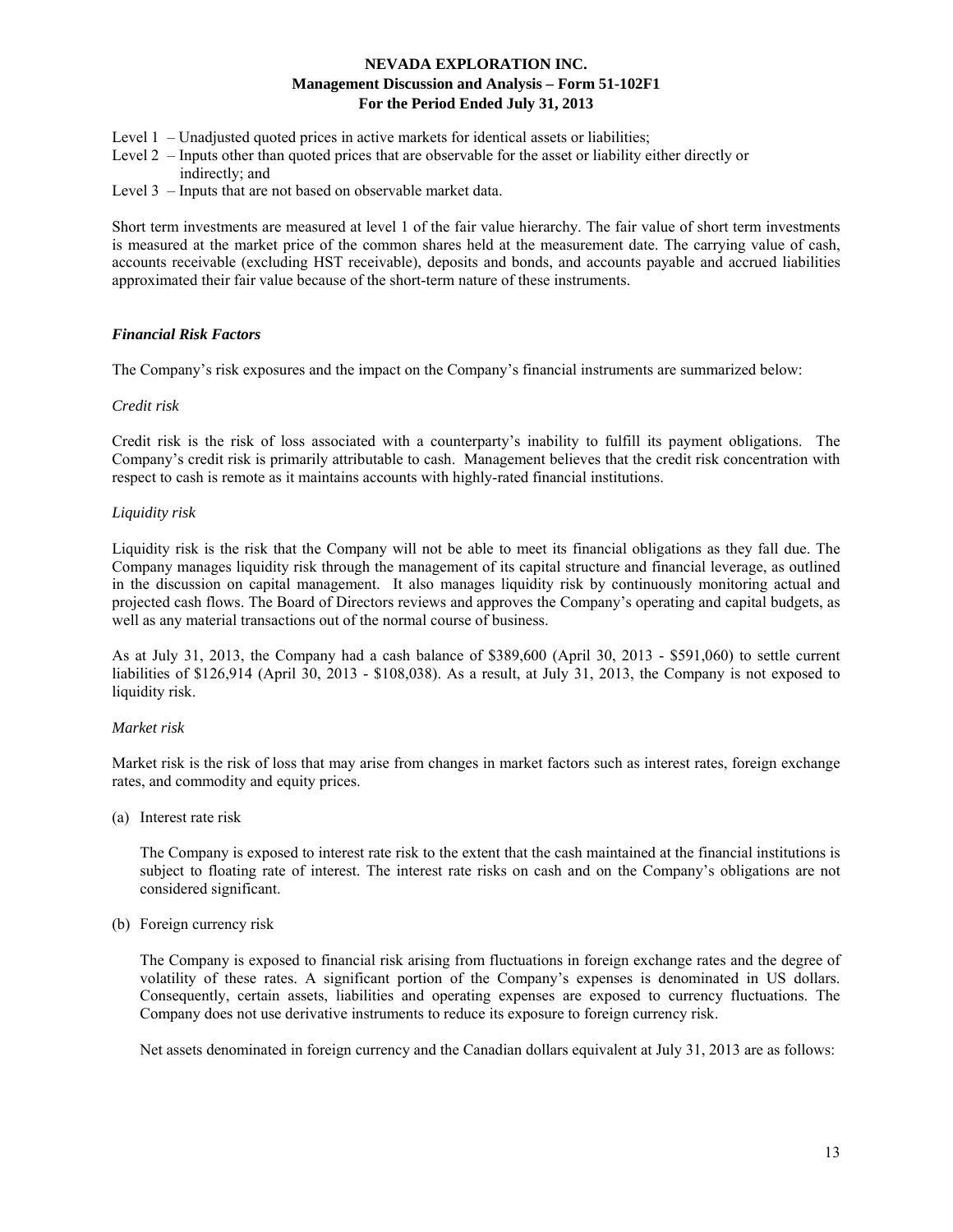- Level 1 – Unadjusted quoted prices in active markets for identical assets or liabilities;
- Level 2 – Inputs other than quoted prices that are observable for the asset or liability either directly or indirectly; and
- Level 3 – Inputs that are not based on observable market data.

Short term investments are measured at level 1 of the fair value hierarchy. The fair value of short term investments is measured at the market price of the common shares held at the measurement date. The carrying value of cash, accounts receivable (excluding HST receivable), deposits and bonds, and accounts payable and accrued liabilities approximated their fair value because of the short-term nature of these instruments.

### *Financial Risk Factors*

The Company's risk exposures and the impact on the Company's financial instruments are summarized below:

*Credit risk*

Credit risk is the risk of loss associated with a counterparty's inability to fulfill its payment obligations. The Company's credit risk is primarily attributable to cash. Management believes that the credit risk concentration with respect to cash is remote as it maintains accounts with highly-rated financial institutions.

*Liquidity risk*

Liquidity risk is the risk that the Company will not be able to meet its financial obligations as they fall due. The Company manages liquidity risk through the management of its capital structure and financial leverage, as outlined in the discussion on capital management. It also manages liquidity risk by continuously monitoring actual and projected cash flows. The Board of Directors reviews and approves the Company's operating and capital budgets, as well as any material transactions out of the normal course of business.

As at July 31, 2013, the Company had a cash balance of $389,600 (April 30, 2013 - $591,060) to settle current liabilities of $126,914 (April 30, 2013 - $108,038). As a result, at July 31, 2013, the Company is not exposed to liquidity risk.

*Market risk*

Market risk is the risk of loss that may arise from changes in market factors such as interest rates, foreign exchange rates, and commodity and equity prices.

(a) Interest rate risk

The Company is exposed to interest rate risk to the extent that the cash maintained at the financial institutions is subject to floating rate of interest. The interest rate risks on cash and on the Company's obligations are not considered significant.

(b) Foreign currency risk

The Company is exposed to financial risk arising from fluctuations in foreign exchange rates and the degree of volatility of these rates. A significant portion of the Company's expenses is denominated in US dollars. Consequently, certain assets, liabilities and operating expenses are exposed to currency fluctuations. The Company does not use derivative instruments to reduce its exposure to foreign currency risk.

Net assets denominated in foreign currency and the Canadian dollars equivalent at July 31, 2013 are as follows: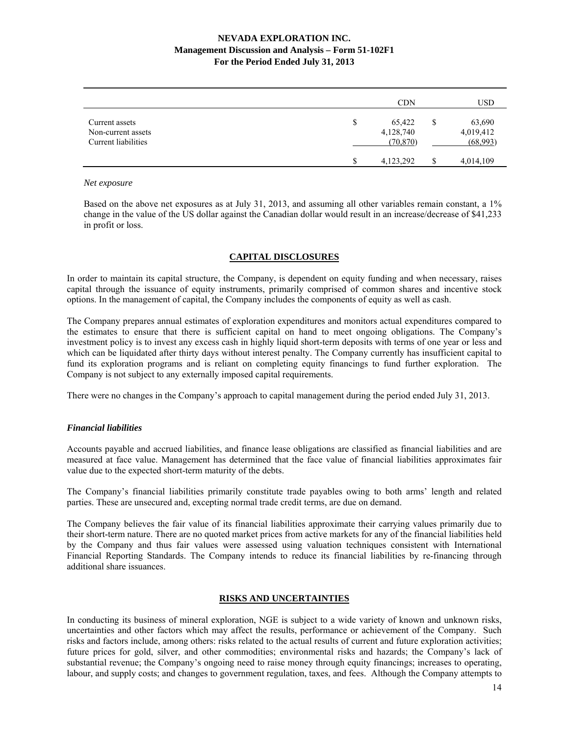| | CDN | USD |
|---|---|---|
| Current assets | $ 65,422 | $ 63,690 |
| Non-current assets | 4,128,740 | 4,019,412 |
| Current liabilities | (70,870) | (68,993) |
| | $ 4,123,292 | $ 4,014,109 |

*Net exposure*

Based on the above net exposures as at July 31, 2013, and assuming all other variables remain constant, a 1% change in the value of the US dollar against the Canadian dollar would result in an increase/decrease of $41,233 in profit or loss.

## CAPITAL DISCLOSURES

In order to maintain its capital structure, the Company, is dependent on equity funding and when necessary, raises capital through the issuance of equity instruments, primarily comprised of common shares and incentive stock options. In the management of capital, the Company includes the components of equity as well as cash.

The Company prepares annual estimates of exploration expenditures and monitors actual expenditures compared to the estimates to ensure that there is sufficient capital on hand to meet ongoing obligations. The Company's investment policy is to invest any excess cash in highly liquid short-term deposits with terms of one year or less and which can be liquidated after thirty days without interest penalty. The Company currently has insufficient capital to fund its exploration programs and is reliant on completing equity financings to fund further exploration. The Company is not subject to any externally imposed capital requirements.

There were no changes in the Company's approach to capital management during the period ended July 31, 2013.

### *Financial liabilities*

Accounts payable and accrued liabilities, and finance lease obligations are classified as financial liabilities and are measured at face value. Management has determined that the face value of financial liabilities approximates fair value due to the expected short-term maturity of the debts.

The Company's financial liabilities primarily constitute trade payables owing to both arms' length and related parties. These are unsecured and, excepting normal trade credit terms, are due on demand.

The Company believes the fair value of its financial liabilities approximate their carrying values primarily due to their short-term nature. There are no quoted market prices from active markets for any of the financial liabilities held by the Company and thus fair values were assessed using valuation techniques consistent with International Financial Reporting Standards. The Company intends to reduce its financial liabilities by re-financing through additional share issuances.

## RISKS AND UNCERTAINTIES

In conducting its business of mineral exploration, NGE is subject to a wide variety of known and unknown risks, uncertainties and other factors which may affect the results, performance or achievement of the Company. Such risks and factors include, among others: risks related to the actual results of current and future exploration activities; future prices for gold, silver, and other commodities; environmental risks and hazards; the Company's lack of substantial revenue; the Company's ongoing need to raise money through equity financings; increases to operating, labour, and supply costs; and changes to government regulation, taxes, and fees. Although the Company attempts to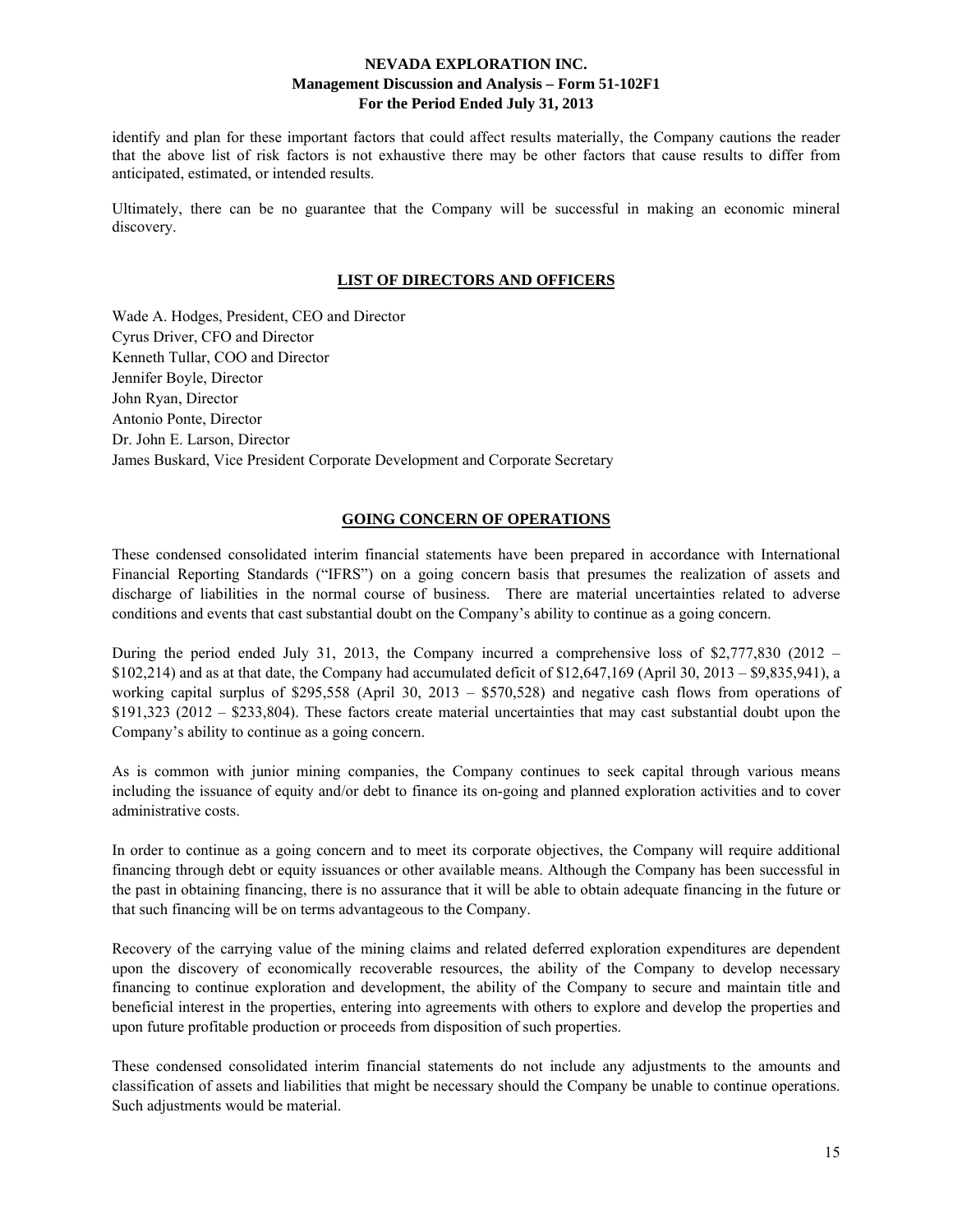identify and plan for these important factors that could affect results materially, the Company cautions the reader that the above list of risk factors is not exhaustive there may be other factors that cause results to differ from anticipated, estimated, or intended results.

Ultimately, there can be no guarantee that the Company will be successful in making an economic mineral discovery.

## LIST OF DIRECTORS AND OFFICERS

Wade A. Hodges, President, CEO and Director
Cyrus Driver, CFO and Director
Kenneth Tullar, COO and Director
Jennifer Boyle, Director
John Ryan, Director
Antonio Ponte, Director
Dr. John E. Larson, Director
James Buskard, Vice President Corporate Development and Corporate Secretary

## GOING CONCERN OF OPERATIONS

These condensed consolidated interim financial statements have been prepared in accordance with International Financial Reporting Standards ("IFRS") on a going concern basis that presumes the realization of assets and discharge of liabilities in the normal course of business. There are material uncertainties related to adverse conditions and events that cast substantial doubt on the Company's ability to continue as a going concern.

During the period ended July 31, 2013, the Company incurred a comprehensive loss of $2,777,830 (2012 – $102,214) and as at that date, the Company had accumulated deficit of $12,647,169 (April 30, 2013 – $9,835,941), a working capital surplus of $295,558 (April 30, 2013 – $570,528) and negative cash flows from operations of $191,323 (2012 – $233,804). These factors create material uncertainties that may cast substantial doubt upon the Company's ability to continue as a going concern.

As is common with junior mining companies, the Company continues to seek capital through various means including the issuance of equity and/or debt to finance its on-going and planned exploration activities and to cover administrative costs.

In order to continue as a going concern and to meet its corporate objectives, the Company will require additional financing through debt or equity issuances or other available means. Although the Company has been successful in the past in obtaining financing, there is no assurance that it will be able to obtain adequate financing in the future or that such financing will be on terms advantageous to the Company.

Recovery of the carrying value of the mining claims and related deferred exploration expenditures are dependent upon the discovery of economically recoverable resources, the ability of the Company to develop necessary financing to continue exploration and development, the ability of the Company to secure and maintain title and beneficial interest in the properties, entering into agreements with others to explore and develop the properties and upon future profitable production or proceeds from disposition of such properties.

These condensed consolidated interim financial statements do not include any adjustments to the amounts and classification of assets and liabilities that might be necessary should the Company be unable to continue operations. Such adjustments would be material.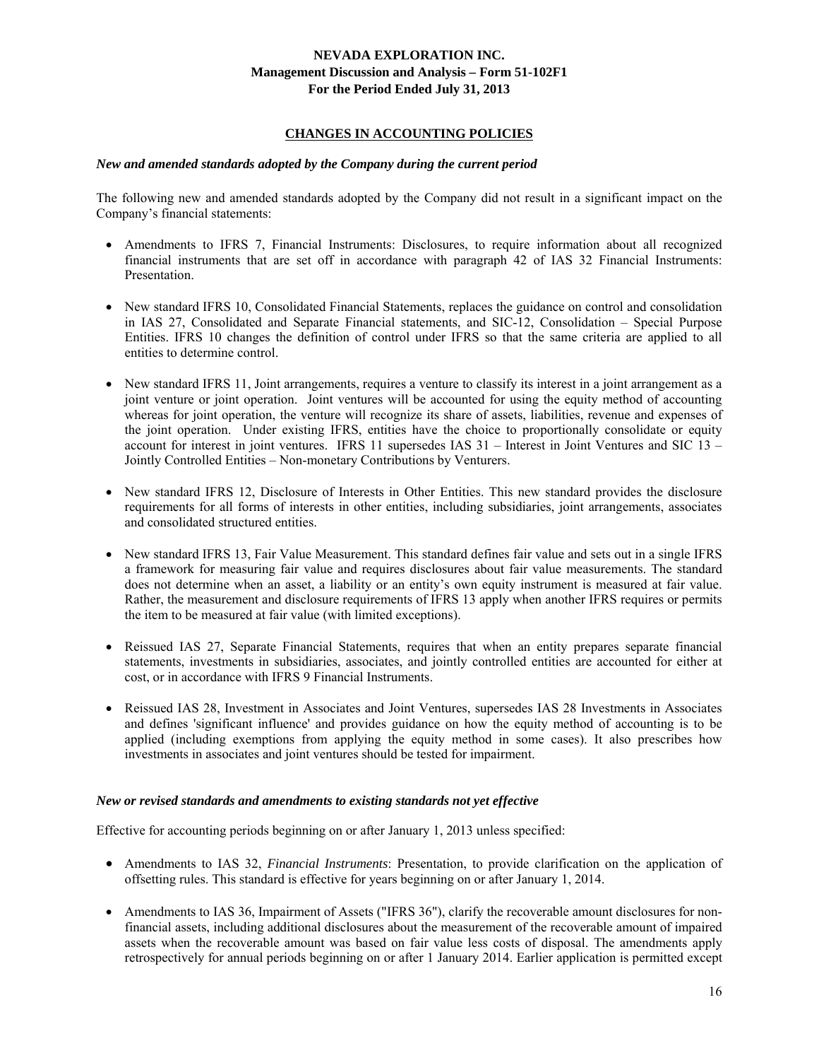## CHANGES IN ACCOUNTING POLICIES

***New and amended standards adopted by the Company during the current period***

The following new and amended standards adopted by the Company did not result in a significant impact on the Company's financial statements:

- Amendments to IFRS 7, Financial Instruments: Disclosures, to require information about all recognized financial instruments that are set off in accordance with paragraph 42 of IAS 32 Financial Instruments: Presentation.

- New standard IFRS 10, Consolidated Financial Statements, replaces the guidance on control and consolidation in IAS 27, Consolidated and Separate Financial statements, and SIC-12, Consolidation – Special Purpose Entities. IFRS 10 changes the definition of control under IFRS so that the same criteria are applied to all entities to determine control.

- New standard IFRS 11, Joint arrangements, requires a venture to classify its interest in a joint arrangement as a joint venture or joint operation. Joint ventures will be accounted for using the equity method of accounting whereas for joint operation, the venture will recognize its share of assets, liabilities, revenue and expenses of the joint operation. Under existing IFRS, entities have the choice to proportionally consolidate or equity account for interest in joint ventures. IFRS 11 supersedes IAS 31 – Interest in Joint Ventures and SIC 13 – Jointly Controlled Entities – Non-monetary Contributions by Venturers.

- New standard IFRS 12, Disclosure of Interests in Other Entities. This new standard provides the disclosure requirements for all forms of interests in other entities, including subsidiaries, joint arrangements, associates and consolidated structured entities.

- New standard IFRS 13, Fair Value Measurement. This standard defines fair value and sets out in a single IFRS a framework for measuring fair value and requires disclosures about fair value measurements. The standard does not determine when an asset, a liability or an entity's own equity instrument is measured at fair value. Rather, the measurement and disclosure requirements of IFRS 13 apply when another IFRS requires or permits the item to be measured at fair value (with limited exceptions).

- Reissued IAS 27, Separate Financial Statements, requires that when an entity prepares separate financial statements, investments in subsidiaries, associates, and jointly controlled entities are accounted for either at cost, or in accordance with IFRS 9 Financial Instruments.

- Reissued IAS 28, Investment in Associates and Joint Ventures, supersedes IAS 28 Investments in Associates and defines 'significant influence' and provides guidance on how the equity method of accounting is to be applied (including exemptions from applying the equity method in some cases). It also prescribes how investments in associates and joint ventures should be tested for impairment.

***New or revised standards and amendments to existing standards not yet effective***

Effective for accounting periods beginning on or after January 1, 2013 unless specified:

- Amendments to IAS 32, *Financial Instruments*: Presentation, to provide clarification on the application of offsetting rules. This standard is effective for years beginning on or after January 1, 2014.

- Amendments to IAS 36, Impairment of Assets ("IFRS 36"), clarify the recoverable amount disclosures for non-financial assets, including additional disclosures about the measurement of the recoverable amount of impaired assets when the recoverable amount was based on fair value less costs of disposal. The amendments apply retrospectively for annual periods beginning on or after 1 January 2014. Earlier application is permitted except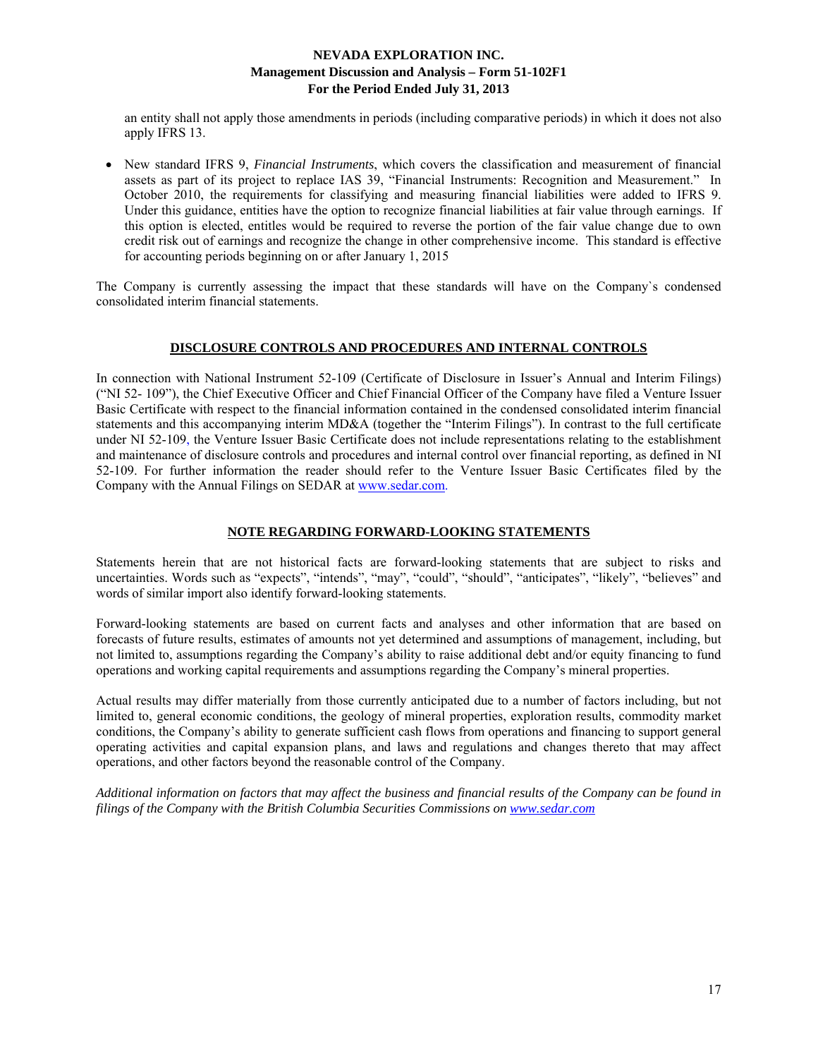an entity shall not apply those amendments in periods (including comparative periods) in which it does not also apply IFRS 13.

- New standard IFRS 9, *Financial Instruments*, which covers the classification and measurement of financial assets as part of its project to replace IAS 39, "Financial Instruments: Recognition and Measurement." In October 2010, the requirements for classifying and measuring financial liabilities were added to IFRS 9. Under this guidance, entities have the option to recognize financial liabilities at fair value through earnings. If this option is elected, entitles would be required to reverse the portion of the fair value change due to own credit risk out of earnings and recognize the change in other comprehensive income. This standard is effective for accounting periods beginning on or after January 1, 2015

The Company is currently assessing the impact that these standards will have on the Company`s condensed consolidated interim financial statements.

## DISCLOSURE CONTROLS AND PROCEDURES AND INTERNAL CONTROLS

In connection with National Instrument 52-109 (Certificate of Disclosure in Issuer's Annual and Interim Filings) ("NI 52- 109"), the Chief Executive Officer and Chief Financial Officer of the Company have filed a Venture Issuer Basic Certificate with respect to the financial information contained in the condensed consolidated interim financial statements and this accompanying interim MD&A (together the "Interim Filings"). In contrast to the full certificate under NI 52-109, the Venture Issuer Basic Certificate does not include representations relating to the establishment and maintenance of disclosure controls and procedures and internal control over financial reporting, as defined in NI 52-109. For further information the reader should refer to the Venture Issuer Basic Certificates filed by the Company with the Annual Filings on SEDAR at www.sedar.com.

## NOTE REGARDING FORWARD-LOOKING STATEMENTS

Statements herein that are not historical facts are forward-looking statements that are subject to risks and uncertainties. Words such as "expects", "intends", "may", "could", "should", "anticipates", "likely", "believes" and words of similar import also identify forward-looking statements.

Forward-looking statements are based on current facts and analyses and other information that are based on forecasts of future results, estimates of amounts not yet determined and assumptions of management, including, but not limited to, assumptions regarding the Company's ability to raise additional debt and/or equity financing to fund operations and working capital requirements and assumptions regarding the Company's mineral properties.

Actual results may differ materially from those currently anticipated due to a number of factors including, but not limited to, general economic conditions, the geology of mineral properties, exploration results, commodity market conditions, the Company's ability to generate sufficient cash flows from operations and financing to support general operating activities and capital expansion plans, and laws and regulations and changes thereto that may affect operations, and other factors beyond the reasonable control of the Company.

*Additional information on factors that may affect the business and financial results of the Company can be found in filings of the Company with the British Columbia Securities Commissions on www.sedar.com*